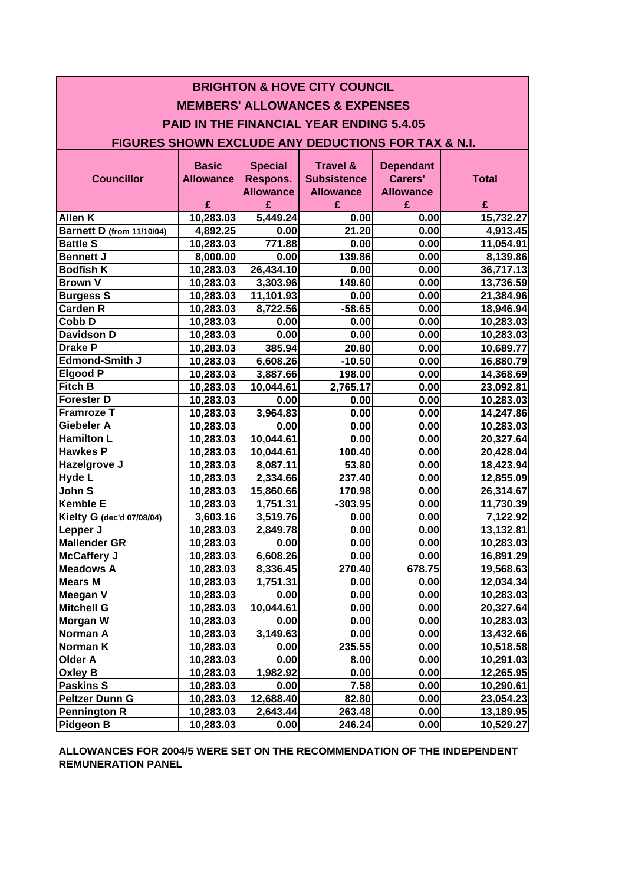# BRIGHTON & HOVE CITY COUNCIL

## MEMBERS' ALLOWANCES & EXPENSES

## PAID IN THE FINANCIAL YEAR ENDING 5.4.05

## FIGURES SHOWN EXCLUDE ANY DEDUCTIONS FOR TAX & N.I.

| Councillor | Basic Allowance £ | Special Respons. Allowance £ | Travel & Subsistence Allowance £ | Dependant Carers' Allowance £ | Total £ |
|---|---|---|---|---|---|
| Allen K | 10,283.03 | 5,449.24 | 0.00 | 0.00 | 15,732.27 |
| Barnett D (from 11/10/04) | 4,892.25 | 0.00 | 21.20 | 0.00 | 4,913.45 |
| Battle S | 10,283.03 | 771.88 | 0.00 | 0.00 | 11,054.91 |
| Bennett J | 8,000.00 | 0.00 | 139.86 | 0.00 | 8,139.86 |
| Bodfish K | 10,283.03 | 26,434.10 | 0.00 | 0.00 | 36,717.13 |
| Brown V | 10,283.03 | 3,303.96 | 149.60 | 0.00 | 13,736.59 |
| Burgess S | 10,283.03 | 11,101.93 | 0.00 | 0.00 | 21,384.96 |
| Carden R | 10,283.03 | 8,722.56 | -58.65 | 0.00 | 18,946.94 |
| Cobb D | 10,283.03 | 0.00 | 0.00 | 0.00 | 10,283.03 |
| Davidson D | 10,283.03 | 0.00 | 0.00 | 0.00 | 10,283.03 |
| Drake P | 10,283.03 | 385.94 | 20.80 | 0.00 | 10,689.77 |
| Edmond-Smith J | 10,283.03 | 6,608.26 | -10.50 | 0.00 | 16,880.79 |
| Elgood P | 10,283.03 | 3,887.66 | 198.00 | 0.00 | 14,368.69 |
| Fitch B | 10,283.03 | 10,044.61 | 2,765.17 | 0.00 | 23,092.81 |
| Forester D | 10,283.03 | 0.00 | 0.00 | 0.00 | 10,283.03 |
| Framroze T | 10,283.03 | 3,964.83 | 0.00 | 0.00 | 14,247.86 |
| Giebeler A | 10,283.03 | 0.00 | 0.00 | 0.00 | 10,283.03 |
| Hamilton L | 10,283.03 | 10,044.61 | 0.00 | 0.00 | 20,327.64 |
| Hawkes P | 10,283.03 | 10,044.61 | 100.40 | 0.00 | 20,428.04 |
| Hazelgrove J | 10,283.03 | 8,087.11 | 53.80 | 0.00 | 18,423.94 |
| Hyde L | 10,283.03 | 2,334.66 | 237.40 | 0.00 | 12,855.09 |
| John S | 10,283.03 | 15,860.66 | 170.98 | 0.00 | 26,314.67 |
| Kemble E | 10,283.03 | 1,751.31 | -303.95 | 0.00 | 11,730.39 |
| Kielty G (dec'd 07/08/04) | 3,603.16 | 3,519.76 | 0.00 | 0.00 | 7,122.92 |
| Lepper J | 10,283.03 | 2,849.78 | 0.00 | 0.00 | 13,132.81 |
| Mallender GR | 10,283.03 | 0.00 | 0.00 | 0.00 | 10,283.03 |
| McCaffery J | 10,283.03 | 6,608.26 | 0.00 | 0.00 | 16,891.29 |
| Meadows A | 10,283.03 | 8,336.45 | 270.40 | 678.75 | 19,568.63 |
| Mears M | 10,283.03 | 1,751.31 | 0.00 | 0.00 | 12,034.34 |
| Meegan V | 10,283.03 | 0.00 | 0.00 | 0.00 | 10,283.03 |
| Mitchell G | 10,283.03 | 10,044.61 | 0.00 | 0.00 | 20,327.64 |
| Morgan W | 10,283.03 | 0.00 | 0.00 | 0.00 | 10,283.03 |
| Norman A | 10,283.03 | 3,149.63 | 0.00 | 0.00 | 13,432.66 |
| Norman K | 10,283.03 | 0.00 | 235.55 | 0.00 | 10,518.58 |
| Older A | 10,283.03 | 0.00 | 8.00 | 0.00 | 10,291.03 |
| Oxley B | 10,283.03 | 1,982.92 | 0.00 | 0.00 | 12,265.95 |
| Paskins S | 10,283.03 | 0.00 | 7.58 | 0.00 | 10,290.61 |
| Peltzer Dunn G | 10,283.03 | 12,688.40 | 82.80 | 0.00 | 23,054.23 |
| Pennington R | 10,283.03 | 2,643.44 | 263.48 | 0.00 | 13,189.95 |
| Pidgeon B | 10,283.03 | 0.00 | 246.24 | 0.00 | 10,529.27 |

**ALLOWANCES FOR 2004/5 WERE SET ON THE RECOMMENDATION OF THE INDEPENDENT REMUNERATION PANEL**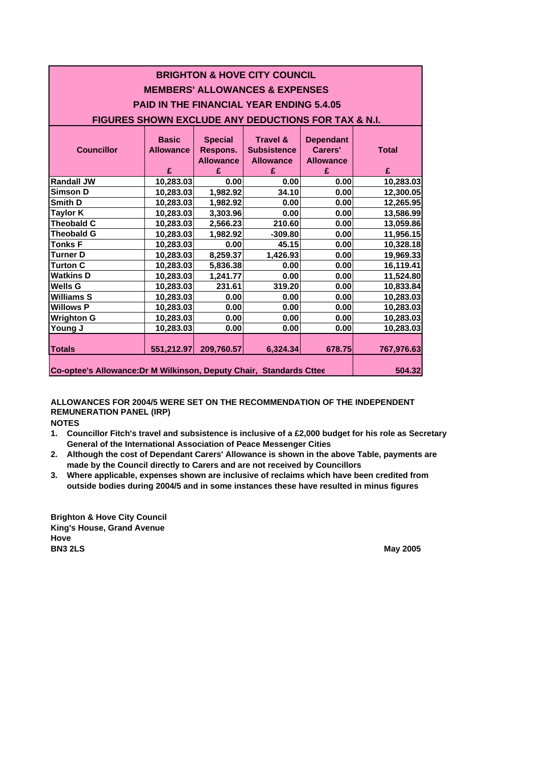| BRIGHTON & HOVE CITY COUNCIL<br>MEMBERS' ALLOWANCES & EXPENSES<br>PAID IN THE FINANCIAL YEAR ENDING 5.4.05<br>FIGURES SHOWN EXCLUDE ANY DEDUCTIONS FOR TAX & N.I. | | | | | |
|---|---|---|---|---|---|
| **Councillor** | **Basic Allowance**<br>**£** | **Special Respons. Allowance**<br>**£** | **Travel & Subsistence Allowance**<br>**£** | **Dependant Carers' Allowance**<br>**£** | **Total**<br>**£** |
| **Randall JW** | 10,283.03 | 0.00 | 0.00 | 0.00 | 10,283.03 |
| **Simson D** | 10,283.03 | 1,982.92 | 34.10 | 0.00 | 12,300.05 |
| **Smith D** | 10,283.03 | 1,982.92 | 0.00 | 0.00 | 12,265.95 |
| **Taylor K** | 10,283.03 | 3,303.96 | 0.00 | 0.00 | 13,586.99 |
| **Theobald C** | 10,283.03 | 2,566.23 | 210.60 | 0.00 | 13,059.86 |
| **Theobald G** | 10,283.03 | 1,982.92 | -309.80 | 0.00 | 11,956.15 |
| **Tonks F** | 10,283.03 | 0.00 | 45.15 | 0.00 | 10,328.18 |
| **Turner D** | 10,283.03 | 8,259.37 | 1,426.93 | 0.00 | 19,969.33 |
| **Turton C** | 10,283.03 | 5,836.38 | 0.00 | 0.00 | 16,119.41 |
| **Watkins D** | 10,283.03 | 1,241.77 | 0.00 | 0.00 | 11,524.80 |
| **Wells G** | 10,283.03 | 231.61 | 319.20 | 0.00 | 10,833.84 |
| **Williams S** | 10,283.03 | 0.00 | 0.00 | 0.00 | 10,283.03 |
| **Willows P** | 10,283.03 | 0.00 | 0.00 | 0.00 | 10,283.03 |
| **Wrighton G** | 10,283.03 | 0.00 | 0.00 | 0.00 | 10,283.03 |
| **Young J** | 10,283.03 | 0.00 | 0.00 | 0.00 | 10,283.03 |
| **Totals** | 551,212.97 | 209,760.57 | 6,324.34 | 678.75 | 767,976.63 |
| **Co-optee's Allowance:Dr M Wilkinson, Deputy Chair, Standards Cttee** | | | | | 504.32 |

**ALLOWANCES FOR 2004/5 WERE SET ON THE RECOMMENDATION OF THE INDEPENDENT REMUNERATION PANEL (IRP)**

**NOTES**

1. **Councillor Fitch's travel and subsistence is inclusive of a £2,000 budget for his role as Secretary General of the International Association of Peace Messenger Cities**
2. **Although the cost of Dependant Carers' Allowance is shown in the above Table, payments are made by the Council directly to Carers and are not received by Councillors**
3. **Where applicable, expenses shown are inclusive of reclaims which have been credited from outside bodies during 2004/5 and in some instances these have resulted in minus figures**

**Brighton & Hove City Council**
**King's House, Grand Avenue**
**Hove**
**BN3 2LS**

**May 2005**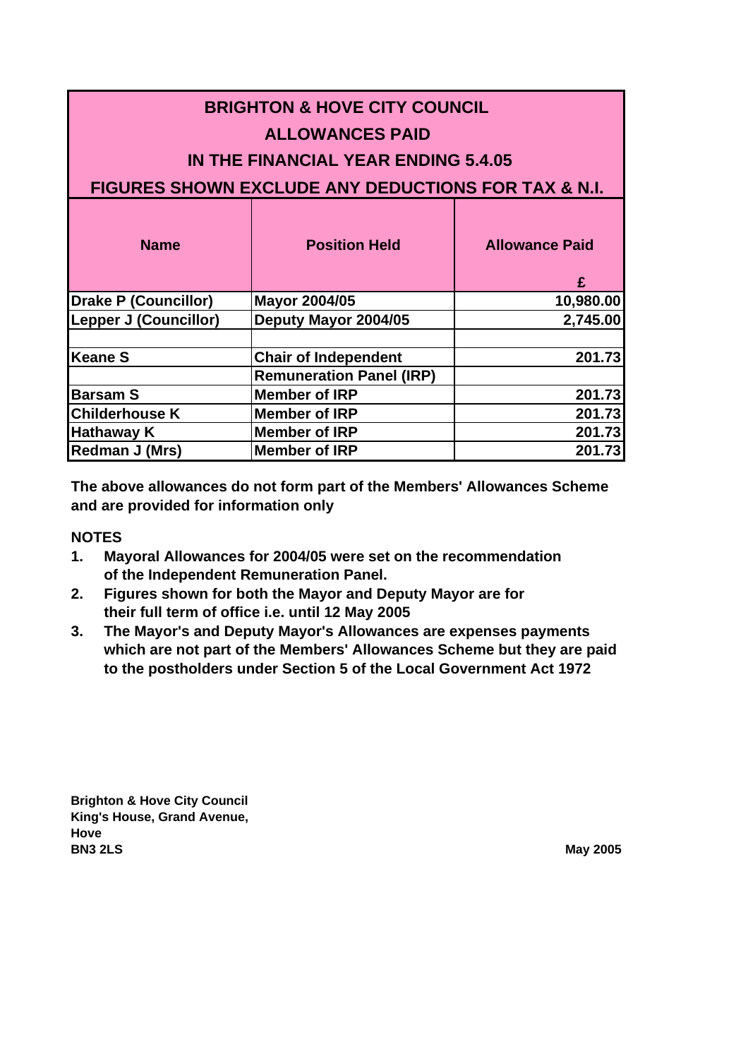# BRIGHTON & HOVE CITY COUNCIL

## ALLOWANCES PAID

## IN THE FINANCIAL YEAR ENDING 5.4.05

## FIGURES SHOWN EXCLUDE ANY DEDUCTIONS FOR TAX & N.I.

| Name | Position Held | Allowance Paid<br>£ |
|---|---|---|
| Drake P (Councillor) | Mayor 2004/05 | 10,980.00 |
| Lepper J (Councillor) | Deputy Mayor 2004/05 | 2,745.00 |
| | | |
| Keane S | Chair of Independent | 201.73 |
| | Remuneration Panel (IRP) | |
| Barsam S | Member of IRP | 201.73 |
| Childerhouse K | Member of IRP | 201.73 |
| Hathaway K | Member of IRP | 201.73 |
| Redman J (Mrs) | Member of IRP | 201.73 |

**The above allowances do not form part of the Members' Allowances Scheme and are provided for information only**

**NOTES**

1. **Mayoral Allowances for 2004/05 were set on the recommendation of the Independent Remuneration Panel.**
2. **Figures shown for both the Mayor and Deputy Mayor are for their full term of office i.e. until 12 May 2005**
3. **The Mayor's and Deputy Mayor's Allowances are expenses payments which are not part of the Members' Allowances Scheme but they are paid to the postholders under Section 5 of the Local Government Act 1972**

**Brighton & Hove City Council**
**King's House, Grand Avenue,**
**Hove**
**BN3 2LS**

**May 2005**